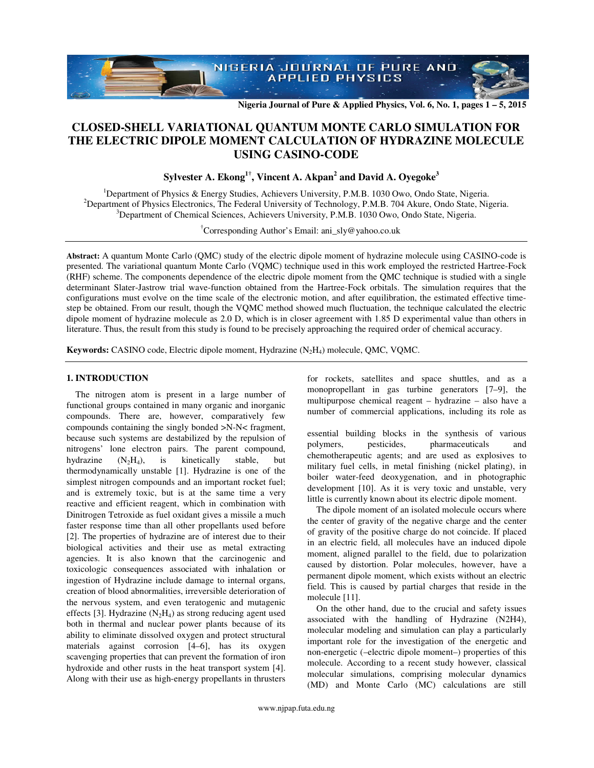# CLOSED-SHELL VARIATIONAL QUANTUM MONTE CARLO SIMULATION FOR THE ELECTRIC DIPOLE MOMENT CALCULATION OF HYDRAZINE MOLECULE USING CASINO-CODE

**Sylvester A. Ekong[1†], Vincent A. Akpan[2] and David A. Oyegoke[3]**

[1]Department of Physics & Energy Studies, Achievers University, P.M.B. 1030 Owo, Ondo State, Nigeria.
[2]Department of Physics Electronics, The Federal University of Technology, P.M.B. 704 Akure, Ondo State, Nigeria.
[3]Department of Chemical Sciences, Achievers University, P.M.B. 1030 Owo, Ondo State, Nigeria.

[†]Corresponding Author's Email: ani_sly@yahoo.co.uk

**Abstract:** A quantum Monte Carlo (QMC) study of the electric dipole moment of hydrazine molecule using CASINO-code is presented. The variational quantum Monte Carlo (VQMC) technique used in this work employed the restricted Hartree-Fock (RHF) scheme. The components dependence of the electric dipole moment from the QMC technique is studied with a single determinant Slater-Jastrow trial wave-function obtained from the Hartree-Fock orbitals. The simulation requires that the configurations must evolve on the time scale of the electronic motion, and after equilibration, the estimated effective time-step be obtained. From our result, though the VQMC method showed much fluctuation, the technique calculated the electric dipole moment of hydrazine molecule as 2.0 D, which is in closer agreement with 1.85 D experimental value than others in literature. Thus, the result from this study is found to be precisely approaching the required order of chemical accuracy.

**Keywords:** CASINO code, Electric dipole moment, Hydrazine ($N_2H_4$) molecule, QMC, VQMC.

## 1. INTRODUCTION

The nitrogen atom is present in a large number of functional groups contained in many organic and inorganic compounds. There are, however, comparatively few compounds containing the singly bonded >N-N< fragment, because such systems are destabilized by the repulsion of nitrogens' lone electron pairs. The parent compound, hydrazine ($N_2H_4$), is kinetically stable, but thermodynamically unstable [1]. Hydrazine is one of the simplest nitrogen compounds and an important rocket fuel; and is extremely toxic, but is at the same time a very reactive and efficient reagent, which in combination with Dinitrogen Tetroxide as fuel oxidant gives a missile a much faster response time than all other propellants used before [2]. The properties of hydrazine are of interest due to their biological activities and their use as metal extracting agencies. It is also known that the carcinogenic and toxicologic consequences associated with inhalation or ingestion of Hydrazine include damage to internal organs, creation of blood abnormalities, irreversible deterioration of the nervous system, and even teratogenic and mutagenic effects [3]. Hydrazine ($N_2H_4$) as strong reducing agent used both in thermal and nuclear power plants because of its ability to eliminate dissolved oxygen and protect structural materials against corrosion [4–6], has its oxygen scavenging properties that can prevent the formation of iron hydroxide and other rusts in the heat transport system [4]. Along with their use as high-energy propellants in thrusters for rockets, satellites and space shuttles, and as a monopropellant in gas turbine generators [7–9], the multipurpose chemical reagent – hydrazine – also have a number of commercial applications, including its role as essential building blocks in the synthesis of various polymers, pesticides, pharmaceuticals and chemotherapeutic agents; and are used as explosives to military fuel cells, in metal finishing (nickel plating), in boiler water-feed deoxygenation, and in photographic development [10]. As it is very toxic and unstable, very little is currently known about its electric dipole moment.

The dipole moment of an isolated molecule occurs where the center of gravity of the negative charge and the center of gravity of the positive charge do not coincide. If placed in an electric field, all molecules have an induced dipole moment, aligned parallel to the field, due to polarization caused by distortion. Polar molecules, however, have a permanent dipole moment, which exists without an electric field. This is caused by partial charges that reside in the molecule [11].

On the other hand, due to the crucial and safety issues associated with the handling of Hydrazine (N2H4), molecular modeling and simulation can play a particularly important role for the investigation of the energetic and non-energetic (–electric dipole moment–) properties of this molecule. According to a recent study however, classical molecular simulations, comprising molecular dynamics (MD) and Monte Carlo (MC) calculations are still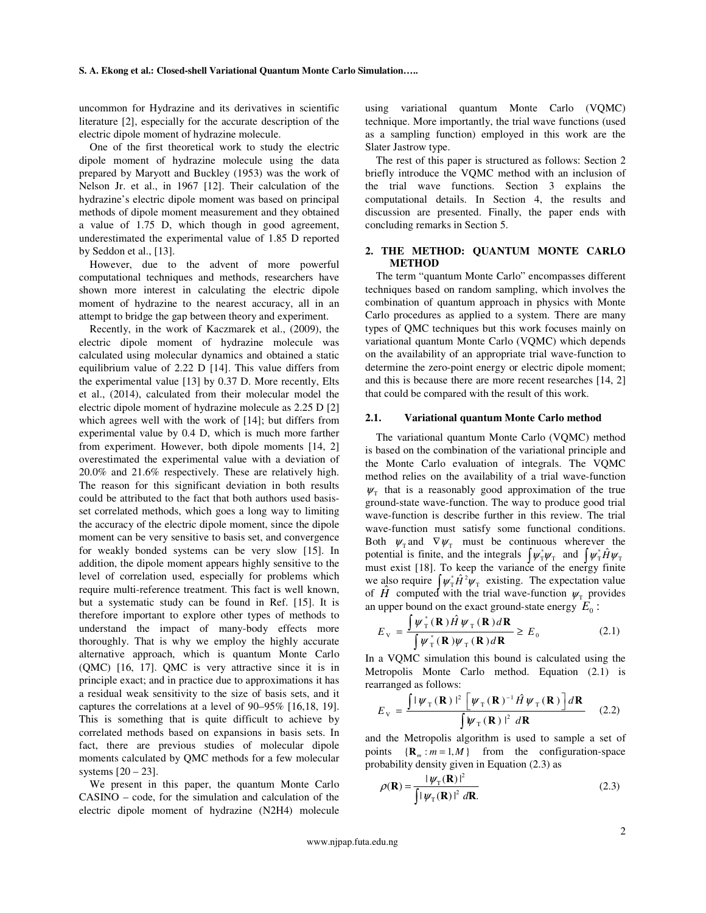uncommon for Hydrazine and its derivatives in scientific literature [2], especially for the accurate description of the electric dipole moment of hydrazine molecule.

One of the first theoretical work to study the electric dipole moment of hydrazine molecule using the data prepared by Maryott and Buckley (1953) was the work of Nelson Jr. et al., in 1967 [12]. Their calculation of the hydrazine's electric dipole moment was based on principal methods of dipole moment measurement and they obtained a value of 1.75 D, which though in good agreement, underestimated the experimental value of 1.85 D reported by Seddon et al., [13].

However, due to the advent of more powerful computational techniques and methods, researchers have shown more interest in calculating the electric dipole moment of hydrazine to the nearest accuracy, all in an attempt to bridge the gap between theory and experiment.

Recently, in the work of Kaczmarek et al., (2009), the electric dipole moment of hydrazine molecule was calculated using molecular dynamics and obtained a static equilibrium value of 2.22 D [14]. This value differs from the experimental value [13] by 0.37 D. More recently, Elts et al., (2014), calculated from their molecular model the electric dipole moment of hydrazine molecule as 2.25 D [2] which agrees well with the work of [14]; but differs from experimental value by 0.4 D, which is much more farther from experiment. However, both dipole moments [14, 2] overestimated the experimental value with a deviation of 20.0% and 21.6% respectively. These are relatively high. The reason for this significant deviation in both results could be attributed to the fact that both authors used basis-set correlated methods, which goes a long way to limiting the accuracy of the electric dipole moment, since the dipole moment can be very sensitive to basis set, and convergence for weakly bonded systems can be very slow [15]. In addition, the dipole moment appears highly sensitive to the level of correlation used, especially for problems which require multi-reference treatment. This fact is well known, but a systematic study can be found in Ref. [15]. It is therefore important to explore other types of methods to understand the impact of many-body effects more thoroughly. That is why we employ the highly accurate alternative approach, which is quantum Monte Carlo (QMC) [16, 17]. QMC is very attractive since it is in principle exact; and in practice due to approximations it has a residual weak sensitivity to the size of basis sets, and it captures the correlations at a level of 90–95% [16,18, 19]. This is something that is quite difficult to achieve by correlated methods based on expansions in basis sets. In fact, there are previous studies of molecular dipole moments calculated by QMC methods for a few molecular systems [20 – 23].

We present in this paper, the quantum Monte Carlo CASINO – code, for the simulation and calculation of the electric dipole moment of hydrazine (N2H4) molecule using variational quantum Monte Carlo (VQMC) technique. More importantly, the trial wave functions (used as a sampling function) employed in this work are the Slater Jastrow type.

The rest of this paper is structured as follows: Section 2 briefly introduce the VQMC method with an inclusion of the trial wave functions. Section 3 explains the computational details. In Section 4, the results and discussion are presented. Finally, the paper ends with concluding remarks in Section 5.

## 2. THE METHOD: QUANTUM MONTE CARLO METHOD

The term "quantum Monte Carlo" encompasses different techniques based on random sampling, which involves the combination of quantum approach in physics with Monte Carlo procedures as applied to a system. There are many types of QMC techniques but this work focuses mainly on variational quantum Monte Carlo (VQMC) which depends on the availability of an appropriate trial wave-function to determine the zero-point energy or electric dipole moment; and this is because there are more recent researches [14, 2] that could be compared with the result of this work.

### 2.1. Variational quantum Monte Carlo method

The variational quantum Monte Carlo (VQMC) method is based on the combination of the variational principle and the Monte Carlo evaluation of integrals. The VQMC method relies on the availability of a trial wave-function $\psi_T$ that is a reasonably good approximation of the true ground-state wave-function. The way to produce good trial wave-function is describe further in this review. The trial wave-function must satisfy some functional conditions. Both $\psi_T$ and $\nabla\psi_T$ must be continuous wherever the potential is finite, and the integrals $\int\psi_T^*\psi_T$ and $\int\psi_T^*\hat{H}\psi_T$ must exist [18]. To keep the variance of the energy finite we also require $\int\psi_T^*\hat{H}^2\psi_T$ existing. The expectation value of $\hat{H}$ computed with the trial wave-function $\psi_T$ provides an upper bound on the exact ground-state energy $E_0$ :

$$E_V = \frac{\int\psi_T^*(\mathbf{R})\hat{H}\psi_T(\mathbf{R})d\mathbf{R}}{\int\psi_T^*(\mathbf{R})\psi_T(\mathbf{R})d\mathbf{R}} \geq E_0 \tag{2.1}$$

In a VQMC simulation this bound is calculated using the Metropolis Monte Carlo method. Equation (2.1) is rearranged as follows:

$$E_V = \frac{\int|\psi_T(\mathbf{R})|^2\left[\psi_T(\mathbf{R})^{-1}\hat{H}\psi_T(\mathbf{R})\right]d\mathbf{R}}{\int|\psi_T(\mathbf{R})|^2\ d\mathbf{R}} \tag{2.2}$$

and the Metropolis algorithm is used to sample a set of points $\{\mathbf{R}_m : m = 1, M\}$ from the configuration-space probability density given in Equation (2.3) as

$$\rho(\mathbf{R}) = \frac{|\psi_T(\mathbf{R})|^2}{\int|\psi_T(\mathbf{R})|^2\ d\mathbf{R}.} \tag{2.3}$$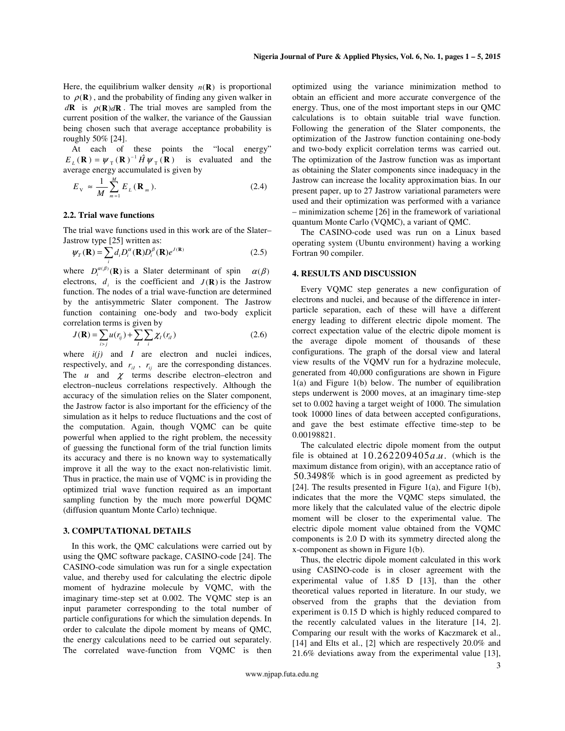Here, the equilibrium walker density $n(\mathbf{R})$ is proportional to $\rho(\mathbf{R})$, and the probability of finding any given walker in $d\mathbf{R}$ is $\rho(\mathbf{R})d\mathbf{R}$. The trial moves are sampled from the current position of the walker, the variance of the Gaussian being chosen such that average acceptance probability is roughly 50% [24].

At each of these points the "local energy" $E_L(\mathbf{R}) = \psi_T(\mathbf{R})^{-1}\hat{H}\psi_T(\mathbf{R})$ is evaluated and the average energy accumulated is given by

$$E_V \approx \frac{1}{M}\sum_{m=1}^{M} E_L(\mathbf{R}_m). \tag{2.4}$$

### 2.2. Trial wave functions

The trial wave functions used in this work are of the Slater–Jastrow type [25] written as:

$$\psi_T(\mathbf{R}) = \sum_i d_i D_i^{\alpha}(\mathbf{R}) D_i^{\beta}(\mathbf{R}) e^{J(\mathbf{R})} \tag{2.5}$$

where $D_i^{\alpha(\beta)}(\mathbf{R})$ is a Slater determinant of spin $\alpha(\beta)$ electrons, $d_i$ is the coefficient and $J(\mathbf{R})$ is the Jastrow function. The nodes of a trial wave-function are determined by the antisymmetric Slater component. The Jastrow function containing one-body and two-body explicit correlation terms is given by

$$J(\mathbf{R}) = \sum_{i>j} u(r_{ij}) + \sum_I \sum_i \chi_I(r_{iI}) \tag{2.6}$$

where *i(j)* and *I* are electron and nuclei indices, respectively, and $r_{iI}$, $r_{ij}$ are the corresponding distances. The $u$ and $\chi$ terms describe electron–electron and electron–nucleus correlations respectively. Although the accuracy of the simulation relies on the Slater component, the Jastrow factor is also important for the efficiency of the simulation as it helps to reduce fluctuations and the cost of the computation. Again, though VQMC can be quite powerful when applied to the right problem, the necessity of guessing the functional form of the trial function limits its accuracy and there is no known way to systematically improve it all the way to the exact non-relativistic limit. Thus in practice, the main use of VQMC is in providing the optimized trial wave function required as an important sampling function by the much more powerful DQMC (diffusion quantum Monte Carlo) technique.

## 3. COMPUTATIONAL DETAILS

In this work, the QMC calculations were carried out by using the QMC software package, CASINO-code [24]. The CASINO-code simulation was run for a single expectation value, and thereby used for calculating the electric dipole moment of hydrazine molecule by VQMC, with the imaginary time-step set at 0.002. The VQMC step is an input parameter corresponding to the total number of particle configurations for which the simulation depends. In order to calculate the dipole moment by means of QMC, the energy calculations need to be carried out separately. The correlated wave-function from VQMC is then optimized using the variance minimization method to obtain an efficient and more accurate convergence of the energy. Thus, one of the most important steps in our QMC calculations is to obtain suitable trial wave function. Following the generation of the Slater components, the optimization of the Jastrow function containing one-body and two-body explicit correlation terms was carried out. The optimization of the Jastrow function was as important as obtaining the Slater components since inadequacy in the Jastrow can increase the locality approximation bias. In our present paper, up to 27 Jastrow variational parameters were used and their optimization was performed with a variance – minimization scheme [26] in the framework of variational quantum Monte Carlo (VQMC), a variant of QMC.

The CASINO-code used was run on a Linux based operating system (Ubuntu environment) having a working Fortran 90 compiler.

## 4. RESULTS AND DISCUSSION

Every VQMC step generates a new configuration of electrons and nuclei, and because of the difference in inter-particle separation, each of these will have a different energy leading to different electric dipole moment. The correct expectation value of the electric dipole moment is the average dipole moment of thousands of these configurations. The graph of the dorsal view and lateral view results of the VQMV run for a hydrazine molecule, generated from 40,000 configurations are shown in Figure 1(a) and Figure 1(b) below. The number of equilibration steps underwent is 2000 moves, at an imaginary time-step set to 0.002 having a target weight of 1000. The simulation took 10000 lines of data between accepted configurations, and gave the best estimate effective time-step to be 0.00198821.

The calculated electric dipole moment from the output file is obtained at $10.262209405\,a.u.$ (which is the maximum distance from origin), with an acceptance ratio of $50.3498\%$ which is in good agreement as predicted by [24]. The results presented in Figure 1(a), and Figure 1(b), indicates that the more the VQMC steps simulated, the more likely that the calculated value of the electric dipole moment will be closer to the experimental value. The electric dipole moment value obtained from the VQMC components is 2.0 D with its symmetry directed along the x-component as shown in Figure 1(b).

Thus, the electric dipole moment calculated in this work using CASINO-code is in closer agreement with the experimental value of 1.85 D [13], than the other theoretical values reported in literature. In our study, we observed from the graphs that the deviation from experiment is 0.15 D which is highly reduced compared to the recently calculated values in the literature [14, 2]. Comparing our result with the works of Kaczmarek et al., [14] and Elts et al., [2] which are respectively 20.0% and 21.6% deviations away from the experimental value [13],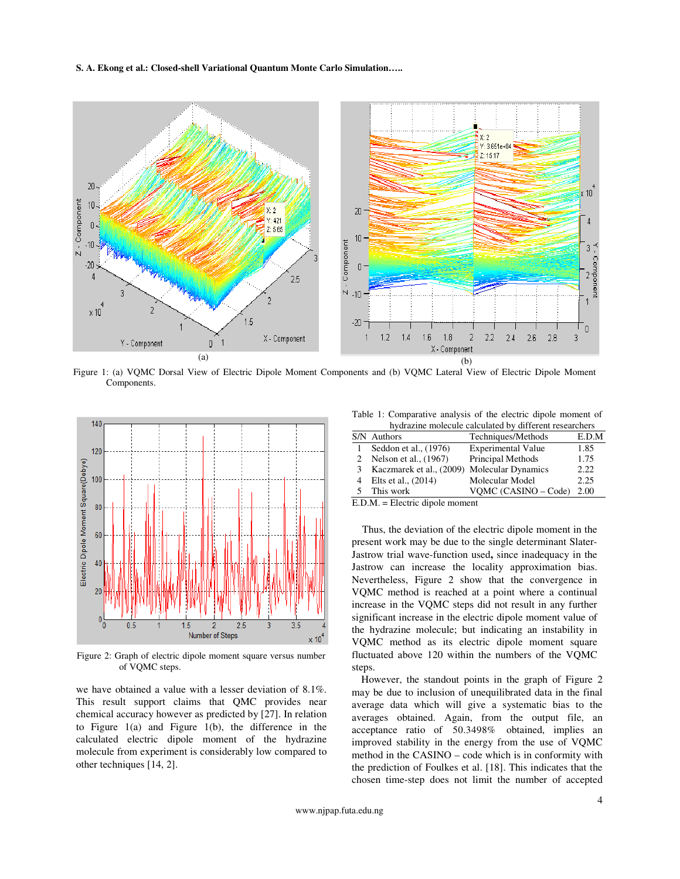Figure 1: (a) VQMC Dorsal View of Electric Dipole Moment Components and (b) VQMC Lateral View of Electric Dipole Moment Components.

Figure 2: Graph of electric dipole moment square versus number of VQMC steps.

we have obtained a value with a lesser deviation of 8.1%. This result support claims that QMC provides near chemical accuracy however as predicted by [27]. In relation to Figure 1(a) and Figure 1(b), the difference in the calculated electric dipole moment of the hydrazine molecule from experiment is considerably low compared to other techniques [14, 2].

Table 1: Comparative analysis of the electric dipole moment of hydrazine molecule calculated by different researchers

| S/N | Authors | Techniques/Methods | E.D.M |
|---|---|---|---|
| 1 | Seddon et al., (1976) | Experimental Value | 1.85 |
| 2 | Nelson et al., (1967) | Principal Methods | 1.75 |
| 3 | Kaczmarek et al., (2009) | Molecular Dynamics | 2.22 |
| 4 | Elts et al., (2014) | Molecular Model | 2.25 |
| 5 | This work | VQMC (CASINO – Code) | 2.00 |

E.D.M. = Electric dipole moment

Thus, the deviation of the electric dipole moment in the present work may be due to the single determinant Slater-Jastrow trial wave-function used**,** since inadequacy in the Jastrow can increase the locality approximation bias. Nevertheless, Figure 2 show that the convergence in VQMC method is reached at a point where a continual increase in the VQMC steps did not result in any further significant increase in the electric dipole moment value of the hydrazine molecule; but indicating an instability in VQMC method as its electric dipole moment square fluctuated above 120 within the numbers of the VQMC steps.

However, the standout points in the graph of Figure 2 may be due to inclusion of unequilibrated data in the final average data which will give a systematic bias to the averages obtained. Again, from the output file, an acceptance ratio of 50.3498% obtained, implies an improved stability in the energy from the use of VQMC method in the CASINO – code which is in conformity with the prediction of Foulkes et al. [18]. This indicates that the chosen time-step does not limit the number of accepted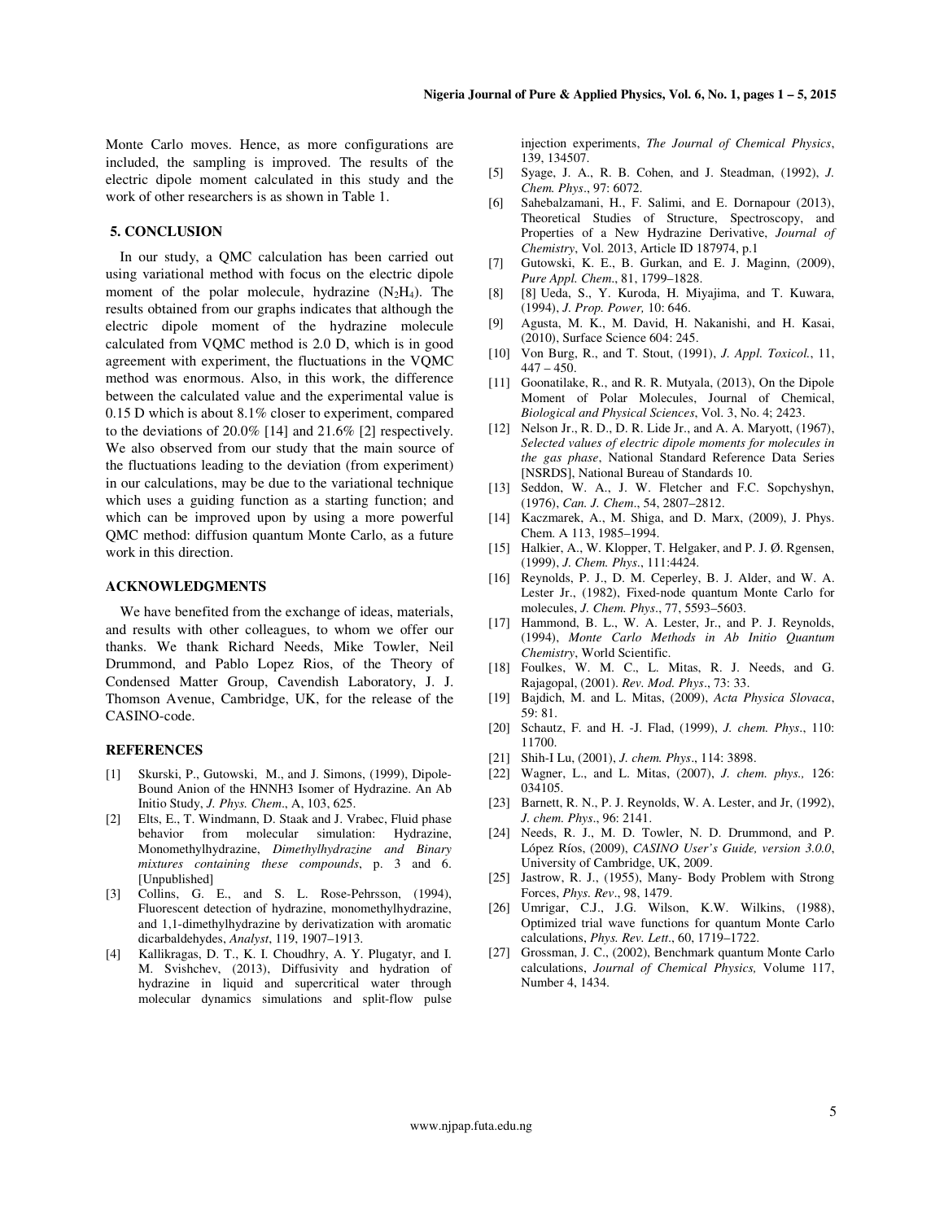Monte Carlo moves. Hence, as more configurations are included, the sampling is improved. The results of the electric dipole moment calculated in this study and the work of other researchers is as shown in Table 1.

## 5. CONCLUSION

In our study, a QMC calculation has been carried out using variational method with focus on the electric dipole moment of the polar molecule, hydrazine ($N_2H_4$). The results obtained from our graphs indicates that although the electric dipole moment of the hydrazine molecule calculated from VQMC method is 2.0 D, which is in good agreement with experiment, the fluctuations in the VQMC method was enormous. Also, in this work, the difference between the calculated value and the experimental value is 0.15 D which is about 8.1% closer to experiment, compared to the deviations of 20.0% [14] and 21.6% [2] respectively. We also observed from our study that the main source of the fluctuations leading to the deviation (from experiment) in our calculations, may be due to the variational technique which uses a guiding function as a starting function; and which can be improved upon by using a more powerful QMC method: diffusion quantum Monte Carlo, as a future work in this direction.

## ACKNOWLEDGMENTS

We have benefited from the exchange of ideas, materials, and results with other colleagues, to whom we offer our thanks. We thank Richard Needs, Mike Towler, Neil Drummond, and Pablo Lopez Rios, of the Theory of Condensed Matter Group, Cavendish Laboratory, J. J. Thomson Avenue, Cambridge, UK, for the release of the CASINO-code.

## REFERENCES

[1] Skurski, P., Gutowski, M., and J. Simons, (1999), Dipole-Bound Anion of the HNNH3 Isomer of Hydrazine. An Ab Initio Study, *J. Phys. Chem*., A, 103, 625.

[2] Elts, E., T. Windmann, D. Staak and J. Vrabec, Fluid phase behavior from molecular simulation: Hydrazine, Monomethylhydrazine, *Dimethylhydrazine and Binary mixtures containing these compounds*, p. 3 and 6. [Unpublished]

[3] Collins, G. E., and S. L. Rose-Pehrsson, (1994), Fluorescent detection of hydrazine, monomethylhydrazine, and 1,1-dimethylhydrazine by derivatization with aromatic dicarbaldehydes, *Analyst*, 119, 1907–1913.

[4] Kallikragas, D. T., K. I. Choudhry, A. Y. Plugatyr, and I. M. Svishchev, (2013), Diffusivity and hydration of hydrazine in liquid and supercritical water through molecular dynamics simulations and split-flow pulse injection experiments, *The Journal of Chemical Physics*, 139, 134507.

[5] Syage, J. A., R. B. Cohen, and J. Steadman, (1992), *J. Chem. Phys*., 97: 6072.

[6] Sahebalzamani, H., F. Salimi, and E. Dornapour (2013), Theoretical Studies of Structure, Spectroscopy, and Properties of a New Hydrazine Derivative, *Journal of Chemistry*, Vol. 2013, Article ID 187974, p.1

[7] Gutowski, K. E., B. Gurkan, and E. J. Maginn, (2009), *Pure Appl. Chem*., 81, 1799–1828.

[8] [8] Ueda, S., Y. Kuroda, H. Miyajima, and T. Kuwara, (1994), *J. Prop. Power,* 10: 646.

[9] Agusta, M. K., M. David, H. Nakanishi, and H. Kasai, (2010), Surface Science 604: 245.

[10] Von Burg, R., and T. Stout, (1991), *J. Appl. Toxicol.*, 11, 447 – 450.

[11] Goonatilake, R., and R. R. Mutyala, (2013), On the Dipole Moment of Polar Molecules, Journal of Chemical, *Biological and Physical Sciences*, Vol. 3, No. 4; 2423.

[12] Nelson Jr., R. D., D. R. Lide Jr., and A. A. Maryott, (1967), *Selected values of electric dipole moments for molecules in the gas phase*, National Standard Reference Data Series [NSRDS], National Bureau of Standards 10.

[13] Seddon, W. A., J. W. Fletcher and F.C. Sopchyshyn, (1976), *Can. J. Chem*., 54, 2807–2812.

[14] Kaczmarek, A., M. Shiga, and D. Marx, (2009), J. Phys. Chem. A 113, 1985–1994.

[15] Halkier, A., W. Klopper, T. Helgaker, and P. J. Ø. Rgensen, (1999), *J. Chem. Phys*., 111:4424.

[16] Reynolds, P. J., D. M. Ceperley, B. J. Alder, and W. A. Lester Jr., (1982), Fixed-node quantum Monte Carlo for molecules, *J. Chem. Phys*., 77, 5593–5603.

[17] Hammond, B. L., W. A. Lester, Jr., and P. J. Reynolds, (1994), *Monte Carlo Methods in Ab Initio Quantum Chemistry*, World Scientific.

[18] Foulkes, W. M. C., L. Mitas, R. J. Needs, and G. Rajagopal, (2001). *Rev. Mod. Phys*., 73: 33.

[19] Bajdich, M. and L. Mitas, (2009), *Acta Physica Slovaca*, 59: 81.

[20] Schautz, F. and H. -J. Flad, (1999), *J. chem. Phys*., 110: 11700.

[21] Shih-I Lu, (2001), *J. chem. Phys*., 114: 3898.

[22] Wagner, L., and L. Mitas, (2007), *J. chem. phys.,* 126: 034105.

[23] Barnett, R. N., P. J. Reynolds, W. A. Lester, and Jr, (1992), *J. chem. Phys*., 96: 2141.

[24] Needs, R. J., M. D. Towler, N. D. Drummond, and P. López Ríos, (2009), *CASINO User's Guide, version 3.0.0*, University of Cambridge, UK, 2009.

[25] Jastrow, R. J., (1955), Many- Body Problem with Strong Forces, *Phys. Rev*., 98, 1479.

[26] Umrigar, C.J., J.G. Wilson, K.W. Wilkins, (1988), Optimized trial wave functions for quantum Monte Carlo calculations, *Phys. Rev. Lett*., 60, 1719–1722.

[27] Grossman, J. C., (2002), Benchmark quantum Monte Carlo calculations, *Journal of Chemical Physics,* Volume 117, Number 4, 1434.